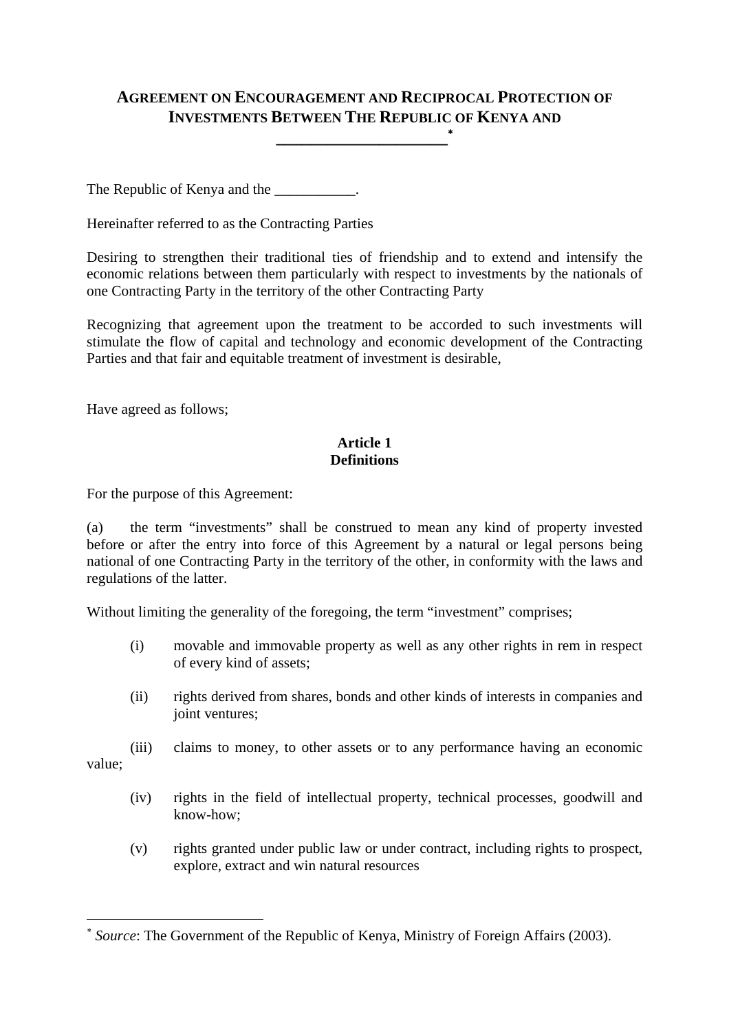# AGREEMENT ON ENCOURAGEMENT AND RECIPROCAL PROTECTION OF INVESTMENTS BETWEEN THE REPUBLIC OF KENYA AND ____________________[*]

The Republic of Kenya and the ___________.

Hereinafter referred to as the Contracting Parties

Desiring to strengthen their traditional ties of friendship and to extend and intensify the economic relations between them particularly with respect to investments by the nationals of one Contracting Party in the territory of the other Contracting Party

Recognizing that agreement upon the treatment to be accorded to such investments will stimulate the flow of capital and technology and economic development of the Contracting Parties and that fair and equitable treatment of investment is desirable,

Have agreed as follows;

## Article 1
## Definitions

For the purpose of this Agreement:

(a) the term "investments" shall be construed to mean any kind of property invested before or after the entry into force of this Agreement by a natural or legal persons being national of one Contracting Party in the territory of the other, in conformity with the laws and regulations of the latter.

Without limiting the generality of the foregoing, the term "investment" comprises;

(i) movable and immovable property as well as any other rights in rem in respect of every kind of assets;

(ii) rights derived from shares, bonds and other kinds of interests in companies and joint ventures;

(iii) claims to money, to other assets or to any performance having an economic value;

(iv) rights in the field of intellectual property, technical processes, goodwill and know-how;

(v) rights granted under public law or under contract, including rights to prospect, explore, extract and win natural resources

---

[*] *Source*: The Government of the Republic of Kenya, Ministry of Foreign Affairs (2003).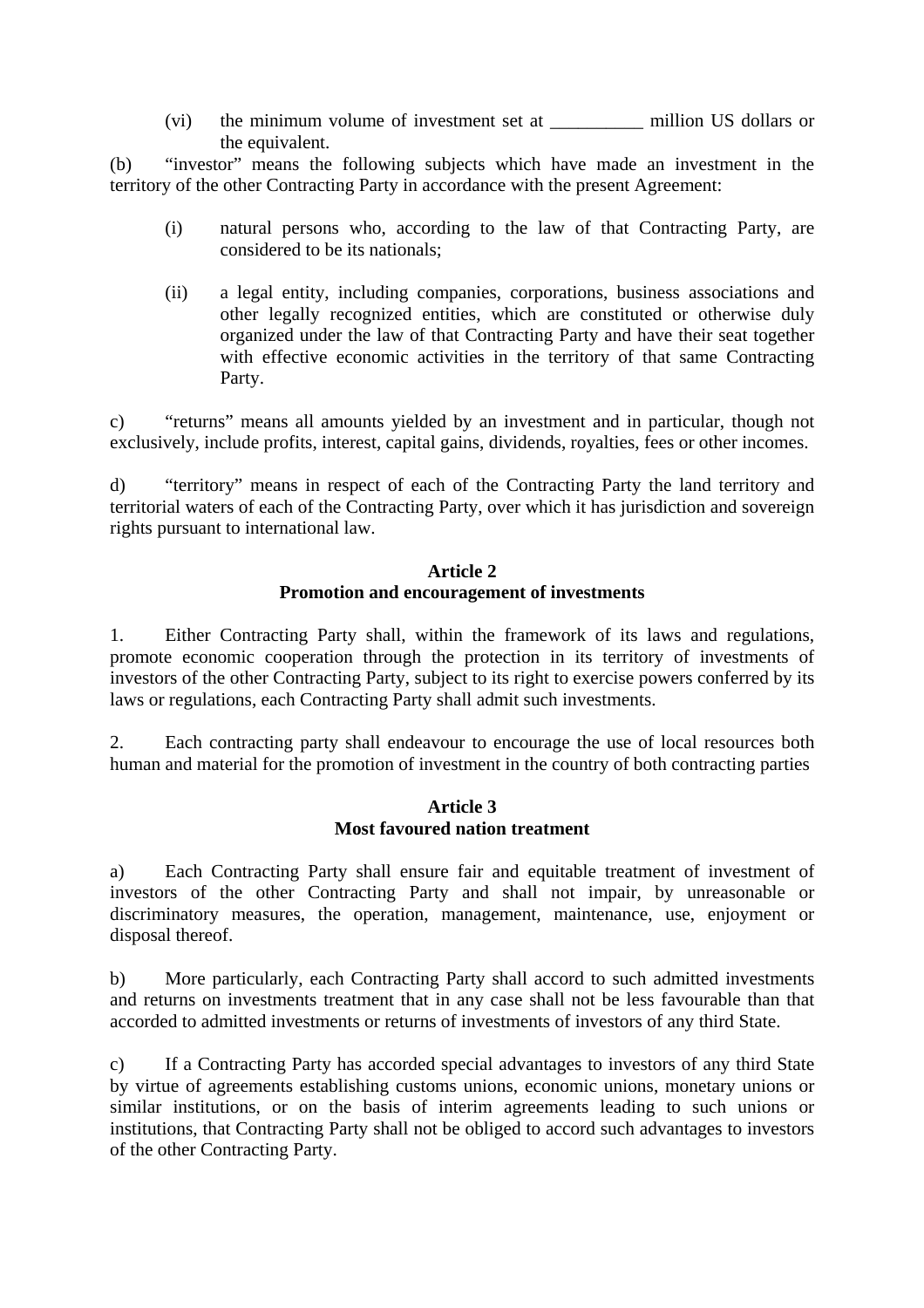(vi) the minimum volume of investment set at __________ million US dollars or the equivalent.

(b) "investor" means the following subjects which have made an investment in the territory of the other Contracting Party in accordance with the present Agreement:

(i) natural persons who, according to the law of that Contracting Party, are considered to be its nationals;

(ii) a legal entity, including companies, corporations, business associations and other legally recognized entities, which are constituted or otherwise duly organized under the law of that Contracting Party and have their seat together with effective economic activities in the territory of that same Contracting Party.

c) "returns" means all amounts yielded by an investment and in particular, though not exclusively, include profits, interest, capital gains, dividends, royalties, fees or other incomes.

d) "territory" means in respect of each of the Contracting Party the land territory and territorial waters of each of the Contracting Party, over which it has jurisdiction and sovereign rights pursuant to international law.

**Article 2**
**Promotion and encouragement of investments**

1. Either Contracting Party shall, within the framework of its laws and regulations, promote economic cooperation through the protection in its territory of investments of investors of the other Contracting Party, subject to its right to exercise powers conferred by its laws or regulations, each Contracting Party shall admit such investments.

2. Each contracting party shall endeavour to encourage the use of local resources both human and material for the promotion of investment in the country of both contracting parties

**Article 3**
**Most favoured nation treatment**

a) Each Contracting Party shall ensure fair and equitable treatment of investment of investors of the other Contracting Party and shall not impair, by unreasonable or discriminatory measures, the operation, management, maintenance, use, enjoyment or disposal thereof.

b) More particularly, each Contracting Party shall accord to such admitted investments and returns on investments treatment that in any case shall not be less favourable than that accorded to admitted investments or returns of investments of investors of any third State.

c) If a Contracting Party has accorded special advantages to investors of any third State by virtue of agreements establishing customs unions, economic unions, monetary unions or similar institutions, or on the basis of interim agreements leading to such unions or institutions, that Contracting Party shall not be obliged to accord such advantages to investors of the other Contracting Party.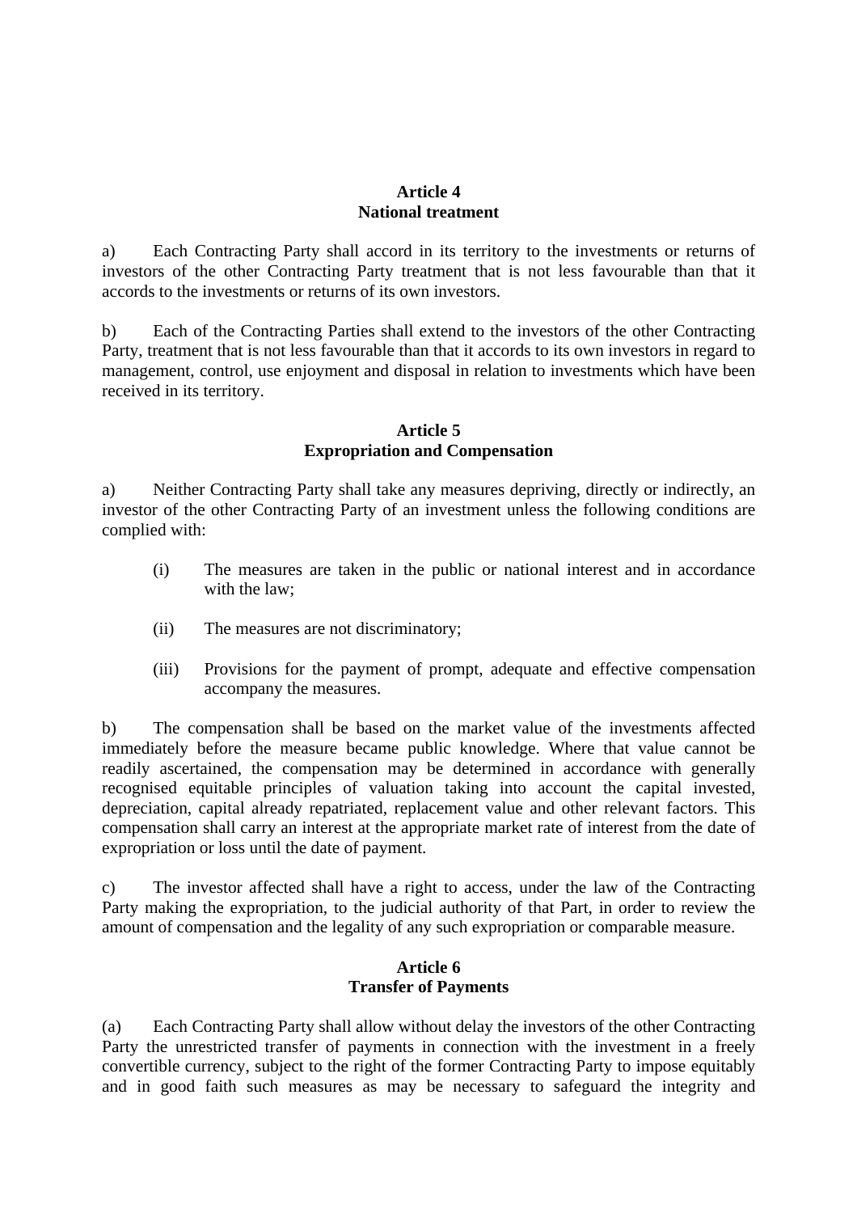**Article 4**
**National treatment**

a) Each Contracting Party shall accord in its territory to the investments or returns of investors of the other Contracting Party treatment that is not less favourable than that it accords to the investments or returns of its own investors.

b) Each of the Contracting Parties shall extend to the investors of the other Contracting Party, treatment that is not less favourable than that it accords to its own investors in regard to management, control, use enjoyment and disposal in relation to investments which have been received in its territory.

**Article 5**
**Expropriation and Compensation**

a) Neither Contracting Party shall take any measures depriving, directly or indirectly, an investor of the other Contracting Party of an investment unless the following conditions are complied with:

(i) The measures are taken in the public or national interest and in accordance with the law;

(ii) The measures are not discriminatory;

(iii) Provisions for the payment of prompt, adequate and effective compensation accompany the measures.

b) The compensation shall be based on the market value of the investments affected immediately before the measure became public knowledge. Where that value cannot be readily ascertained, the compensation may be determined in accordance with generally recognised equitable principles of valuation taking into account the capital invested, depreciation, capital already repatriated, replacement value and other relevant factors. This compensation shall carry an interest at the appropriate market rate of interest from the date of expropriation or loss until the date of payment.

c) The investor affected shall have a right to access, under the law of the Contracting Party making the expropriation, to the judicial authority of that Part, in order to review the amount of compensation and the legality of any such expropriation or comparable measure.

**Article 6**
**Transfer of Payments**

(a) Each Contracting Party shall allow without delay the investors of the other Contracting Party the unrestricted transfer of payments in connection with the investment in a freely convertible currency, subject to the right of the former Contracting Party to impose equitably and in good faith such measures as may be necessary to safeguard the integrity and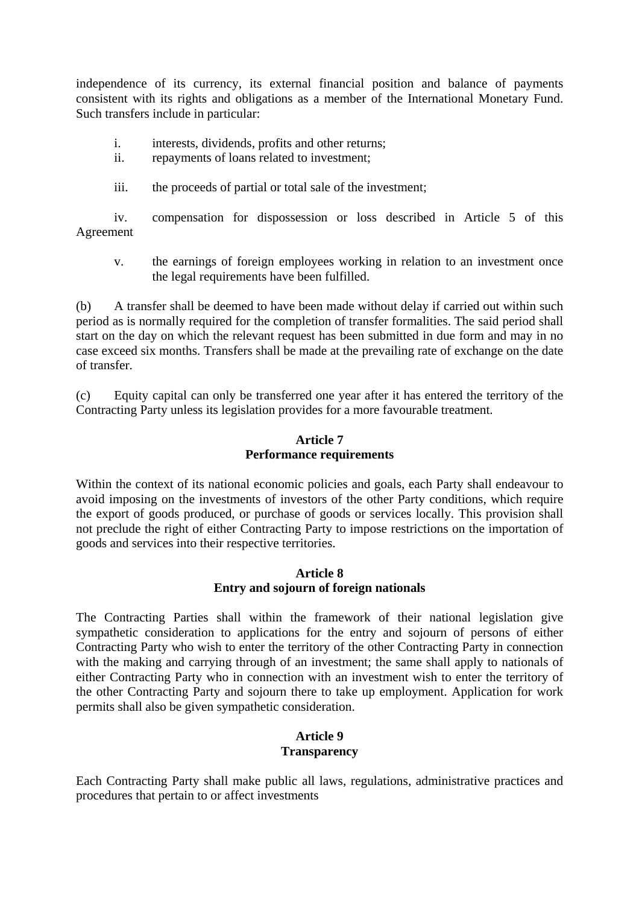independence of its currency, its external financial position and balance of payments consistent with its rights and obligations as a member of the International Monetary Fund. Such transfers include in particular:

i. interests, dividends, profits and other returns;
ii. repayments of loans related to investment;
iii. the proceeds of partial or total sale of the investment;
iv. compensation for dispossession or loss described in Article 5 of this Agreement
v. the earnings of foreign employees working in relation to an investment once the legal requirements have been fulfilled.

(b) A transfer shall be deemed to have been made without delay if carried out within such period as is normally required for the completion of transfer formalities. The said period shall start on the day on which the relevant request has been submitted in due form and may in no case exceed six months. Transfers shall be made at the prevailing rate of exchange on the date of transfer.

(c) Equity capital can only be transferred one year after it has entered the territory of the Contracting Party unless its legislation provides for a more favourable treatment.

**Article 7**
**Performance requirements**

Within the context of its national economic policies and goals, each Party shall endeavour to avoid imposing on the investments of investors of the other Party conditions, which require the export of goods produced, or purchase of goods or services locally. This provision shall not preclude the right of either Contracting Party to impose restrictions on the importation of goods and services into their respective territories.

**Article 8**
**Entry and sojourn of foreign nationals**

The Contracting Parties shall within the framework of their national legislation give sympathetic consideration to applications for the entry and sojourn of persons of either Contracting Party who wish to enter the territory of the other Contracting Party in connection with the making and carrying through of an investment; the same shall apply to nationals of either Contracting Party who in connection with an investment wish to enter the territory of the other Contracting Party and sojourn there to take up employment. Application for work permits shall also be given sympathetic consideration.

**Article 9**
**Transparency**

Each Contracting Party shall make public all laws, regulations, administrative practices and procedures that pertain to or affect investments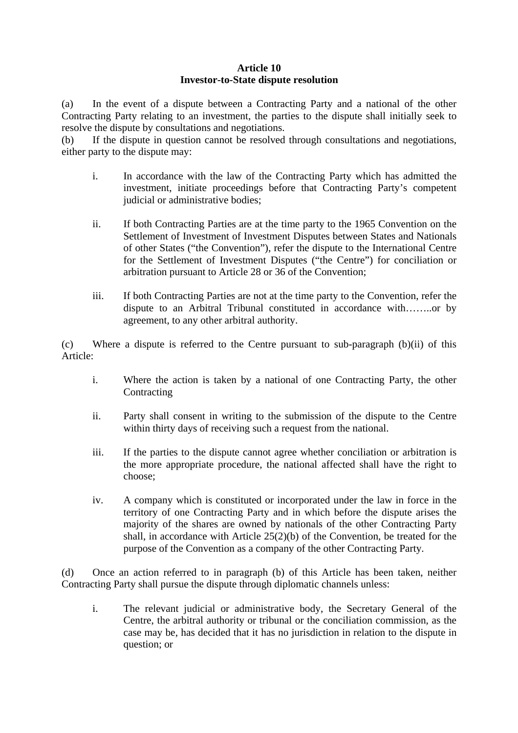**Article 10**
**Investor-to-State dispute resolution**

(a) In the event of a dispute between a Contracting Party and a national of the other Contracting Party relating to an investment, the parties to the dispute shall initially seek to resolve the dispute by consultations and negotiations.
(b) If the dispute in question cannot be resolved through consultations and negotiations, either party to the dispute may:

i. In accordance with the law of the Contracting Party which has admitted the investment, initiate proceedings before that Contracting Party's competent judicial or administrative bodies;

ii. If both Contracting Parties are at the time party to the 1965 Convention on the Settlement of Investment Disputes between States and Nationals of other States ("the Convention"), refer the dispute to the International Centre for the Settlement of Investment Disputes ("the Centre") for conciliation or arbitration pursuant to Article 28 or 36 of the Convention;

iii. If both Contracting Parties are not at the time party to the Convention, refer the dispute to an Arbitral Tribunal constituted in accordance with……..or by agreement, to any other arbitral authority.

(c) Where a dispute is referred to the Centre pursuant to sub-paragraph (b)(ii) of this Article:

i. Where the action is taken by a national of one Contracting Party, the other Contracting

ii. Party shall consent in writing to the submission of the dispute to the Centre within thirty days of receiving such a request from the national.

iii. If the parties to the dispute cannot agree whether conciliation or arbitration is the more appropriate procedure, the national affected shall have the right to choose;

iv. A company which is constituted or incorporated under the law in force in the territory of one Contracting Party and in which before the dispute arises the majority of the shares are owned by nationals of the other Contracting Party shall, in accordance with Article 25(2)(b) of the Convention, be treated for the purpose of the Convention as a company of the other Contracting Party.

(d) Once an action referred to in paragraph (b) of this Article has been taken, neither Contracting Party shall pursue the dispute through diplomatic channels unless:

i. The relevant judicial or administrative body, the Secretary General of the Centre, the arbitral authority or tribunal or the conciliation commission, as the case may be, has decided that it has no jurisdiction in relation to the dispute in question; or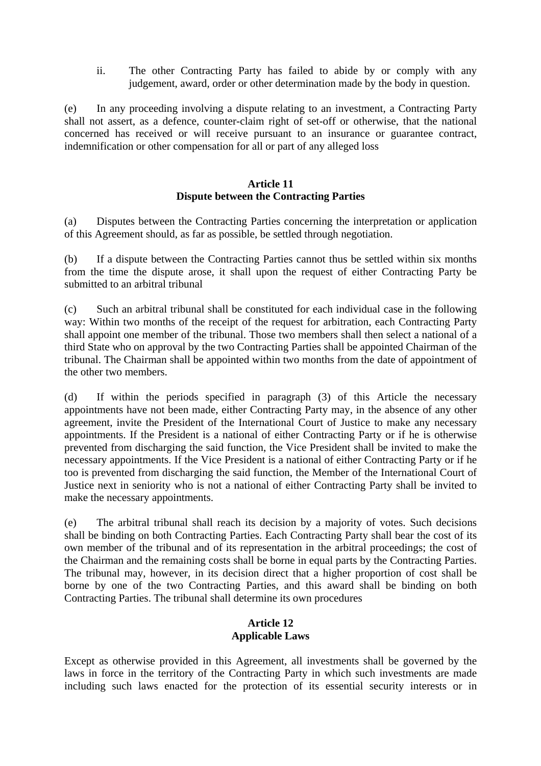ii. The other Contracting Party has failed to abide by or comply with any judgement, award, order or other determination made by the body in question.

(e) In any proceeding involving a dispute relating to an investment, a Contracting Party shall not assert, as a defence, counter-claim right of set-off or otherwise, that the national concerned has received or will receive pursuant to an insurance or guarantee contract, indemnification or other compensation for all or part of any alleged loss

**Article 11**
**Dispute between the Contracting Parties**

(a) Disputes between the Contracting Parties concerning the interpretation or application of this Agreement should, as far as possible, be settled through negotiation.

(b) If a dispute between the Contracting Parties cannot thus be settled within six months from the time the dispute arose, it shall upon the request of either Contracting Party be submitted to an arbitral tribunal

(c) Such an arbitral tribunal shall be constituted for each individual case in the following way: Within two months of the receipt of the request for arbitration, each Contracting Party shall appoint one member of the tribunal. Those two members shall then select a national of a third State who on approval by the two Contracting Parties shall be appointed Chairman of the tribunal. The Chairman shall be appointed within two months from the date of appointment of the other two members.

(d) If within the periods specified in paragraph (3) of this Article the necessary appointments have not been made, either Contracting Party may, in the absence of any other agreement, invite the President of the International Court of Justice to make any necessary appointments. If the President is a national of either Contracting Party or if he is otherwise prevented from discharging the said function, the Vice President shall be invited to make the necessary appointments. If the Vice President is a national of either Contracting Party or if he too is prevented from discharging the said function, the Member of the International Court of Justice next in seniority who is not a national of either Contracting Party shall be invited to make the necessary appointments.

(e) The arbitral tribunal shall reach its decision by a majority of votes. Such decisions shall be binding on both Contracting Parties. Each Contracting Party shall bear the cost of its own member of the tribunal and of its representation in the arbitral proceedings; the cost of the Chairman and the remaining costs shall be borne in equal parts by the Contracting Parties. The tribunal may, however, in its decision direct that a higher proportion of cost shall be borne by one of the two Contracting Parties, and this award shall be binding on both Contracting Parties. The tribunal shall determine its own procedures

**Article 12**
**Applicable Laws**

Except as otherwise provided in this Agreement, all investments shall be governed by the laws in force in the territory of the Contracting Party in which such investments are made including such laws enacted for the protection of its essential security interests or in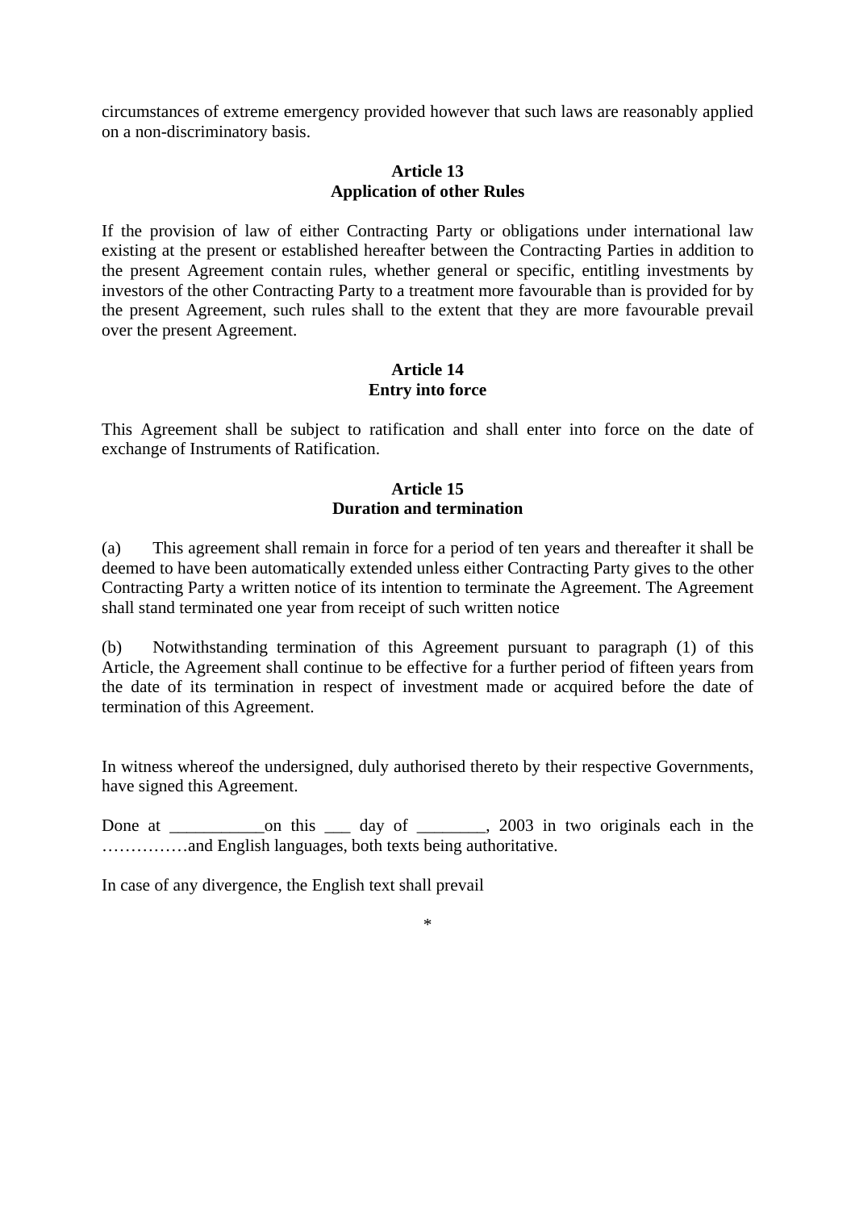circumstances of extreme emergency provided however that such laws are reasonably applied on a non-discriminatory basis.

**Article 13**
**Application of other Rules**

If the provision of law of either Contracting Party or obligations under international law existing at the present or established hereafter between the Contracting Parties in addition to the present Agreement contain rules, whether general or specific, entitling investments by investors of the other Contracting Party to a treatment more favourable than is provided for by the present Agreement, such rules shall to the extent that they are more favourable prevail over the present Agreement.

**Article 14**
**Entry into force**

This Agreement shall be subject to ratification and shall enter into force on the date of exchange of Instruments of Ratification.

**Article 15**
**Duration and termination**

(a) This agreement shall remain in force for a period of ten years and thereafter it shall be deemed to have been automatically extended unless either Contracting Party gives to the other Contracting Party a written notice of its intention to terminate the Agreement. The Agreement shall stand terminated one year from receipt of such written notice

(b) Notwithstanding termination of this Agreement pursuant to paragraph (1) of this Article, the Agreement shall continue to be effective for a further period of fifteen years from the date of its termination in respect of investment made or acquired before the date of termination of this Agreement.

In witness whereof the undersigned, duly authorised thereto by their respective Governments, have signed this Agreement.

Done at ___________on this ___ day of ________, 2003 in two originals each in the ……………and English languages, both texts being authoritative.

In case of any divergence, the English text shall prevail

*